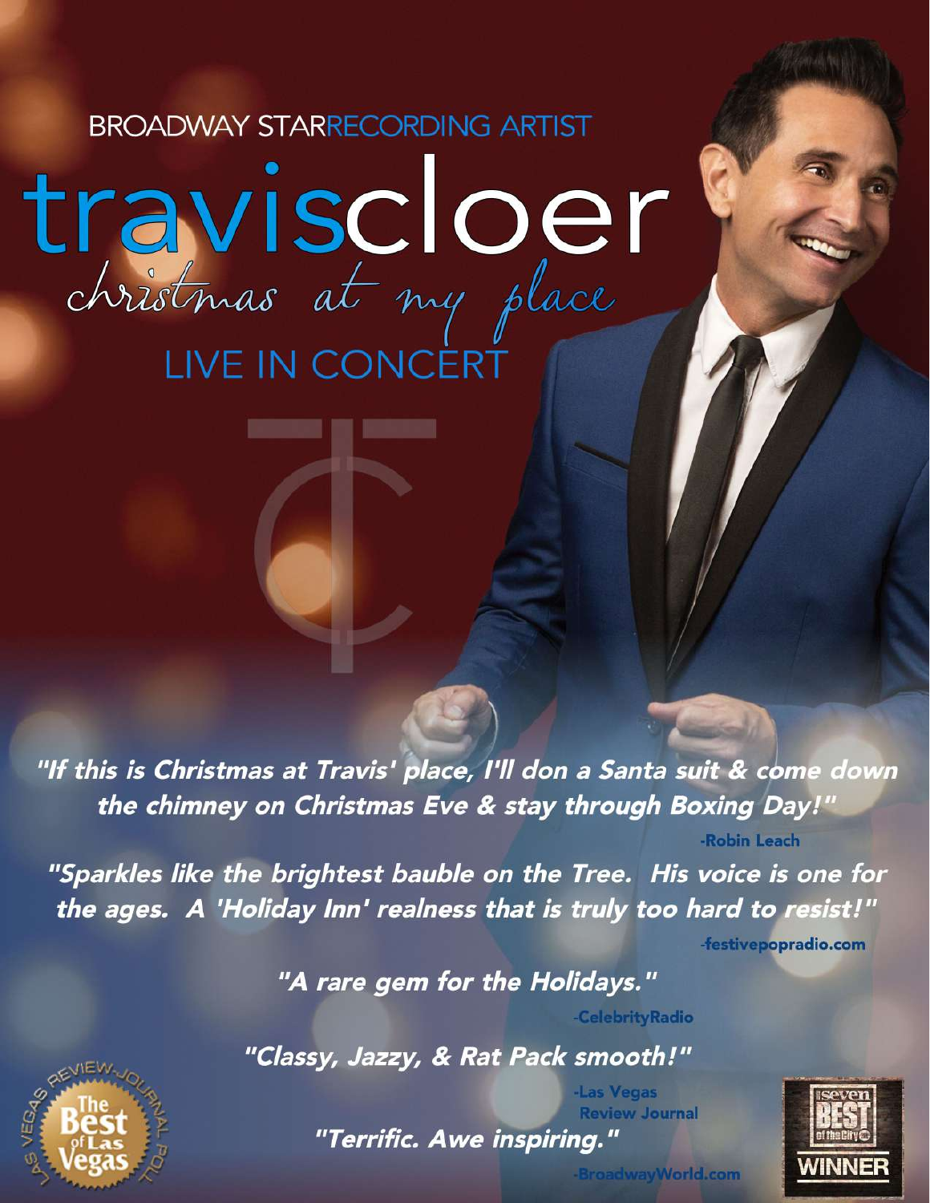BROADWAY STAR RECORDING ARTIST

# traviscloer

## christmas at my place

## LIVE IN CONCERT

*"If this is Christmas at Travis' place, I'll don a Santa suit & come down the chimney on Christmas Eve & stay through Boxing Day!"*

-Robin Leach

*"Sparkles like the brightest bauble on the Tree. His voice is one for the ages. A 'Holiday Inn' realness that is truly too hard to resist!"*

-festivepopradio.com

*"A rare gem for the Holidays."*

-CelebrityRadio

*"Classy, Jazzy, & Rat Pack smooth!"*

-Las Vegas Review Journal

*"Terrific. Awe inspiring."*

-BroadwayWorld.com

Las Vegas Review-Journal Poll — The Best of Las Vegas

Seven Best of the City — WINNER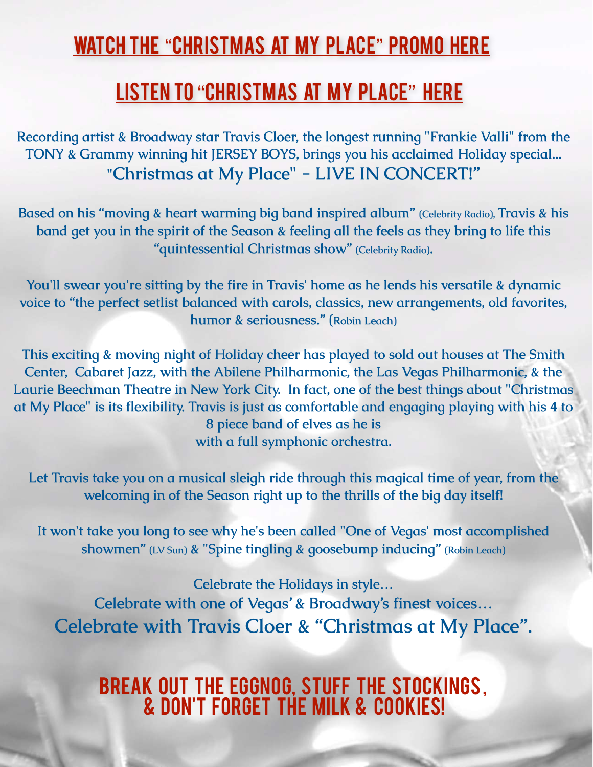## WATCH THE "CHRISTMAS AT MY PLACE" PROMO HERE

## LISTEN TO "CHRISTMAS AT MY PLACE" HERE

Recording artist & Broadway star Travis Cloer, the longest running "Frankie Valli" from the TONY & Grammy winning hit JERSEY BOYS, brings you his acclaimed Holiday special... "Christmas at My Place" - LIVE IN CONCERT!"

Based on his "moving & heart warming big band inspired album" (Celebrity Radio), Travis & his band get you in the spirit of the Season & feeling all the feels as they bring to life this "quintessential Christmas show" (Celebrity Radio).

You'll swear you're sitting by the fire in Travis' home as he lends his versatile & dynamic voice to "the perfect setlist balanced with carols, classics, new arrangements, old favorites, humor & seriousness." (Robin Leach)

This exciting & moving night of Holiday cheer has played to sold out houses at The Smith Center, Cabaret Jazz, with the Abilene Philharmonic, the Las Vegas Philharmonic, & the Laurie Beechman Theatre in New York City. In fact, one of the best things about "Christmas at My Place" is its flexibility. Travis is just as comfortable and engaging playing with his 4 to 8 piece band of elves as he is with a full symphonic orchestra.

Let Travis take you on a musical sleigh ride through this magical time of year, from the welcoming in of the Season right up to the thrills of the big day itself!

It won't take you long to see why he's been called "One of Vegas' most accomplished showmen" (LV Sun) & "Spine tingling & goosebump inducing" (Robin Leach)

Celebrate the Holidays in style...
Celebrate with one of Vegas' & Broadway's finest voices...
Celebrate with Travis Cloer & "Christmas at My Place".

## BREAK OUT THE EGGNOG, STUFF THE STOCKINGS, & DON'T FORGET THE MILK & COOKIES!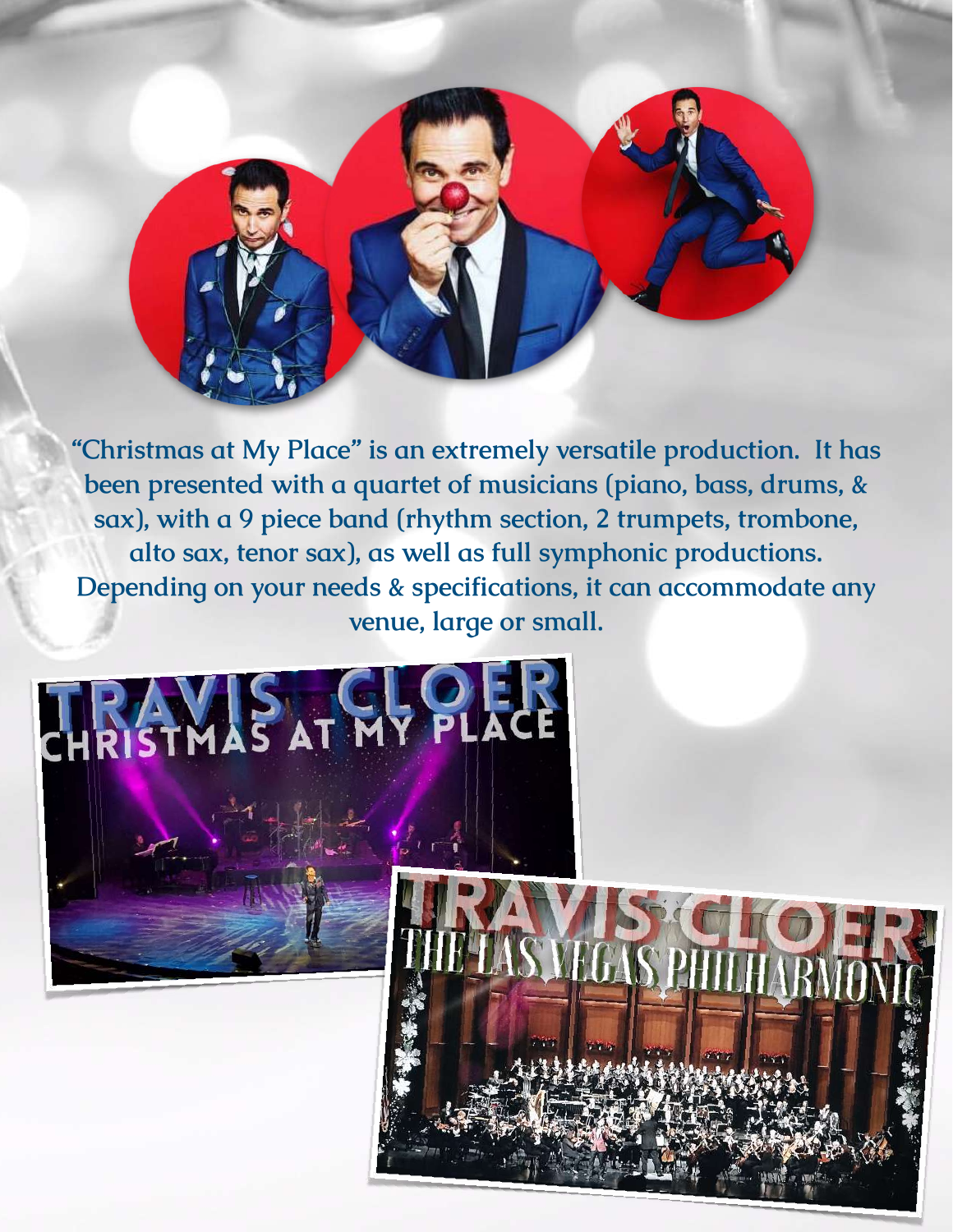"Christmas at My Place" is an extremely versatile production. It has been presented with a quartet of musicians (piano, bass, drums, & sax), with a 9 piece band (rhythm section, 2 trumpets, trombone, alto sax, tenor sax), as well as full symphonic productions. Depending on your needs & specifications, it can accommodate any venue, large or small.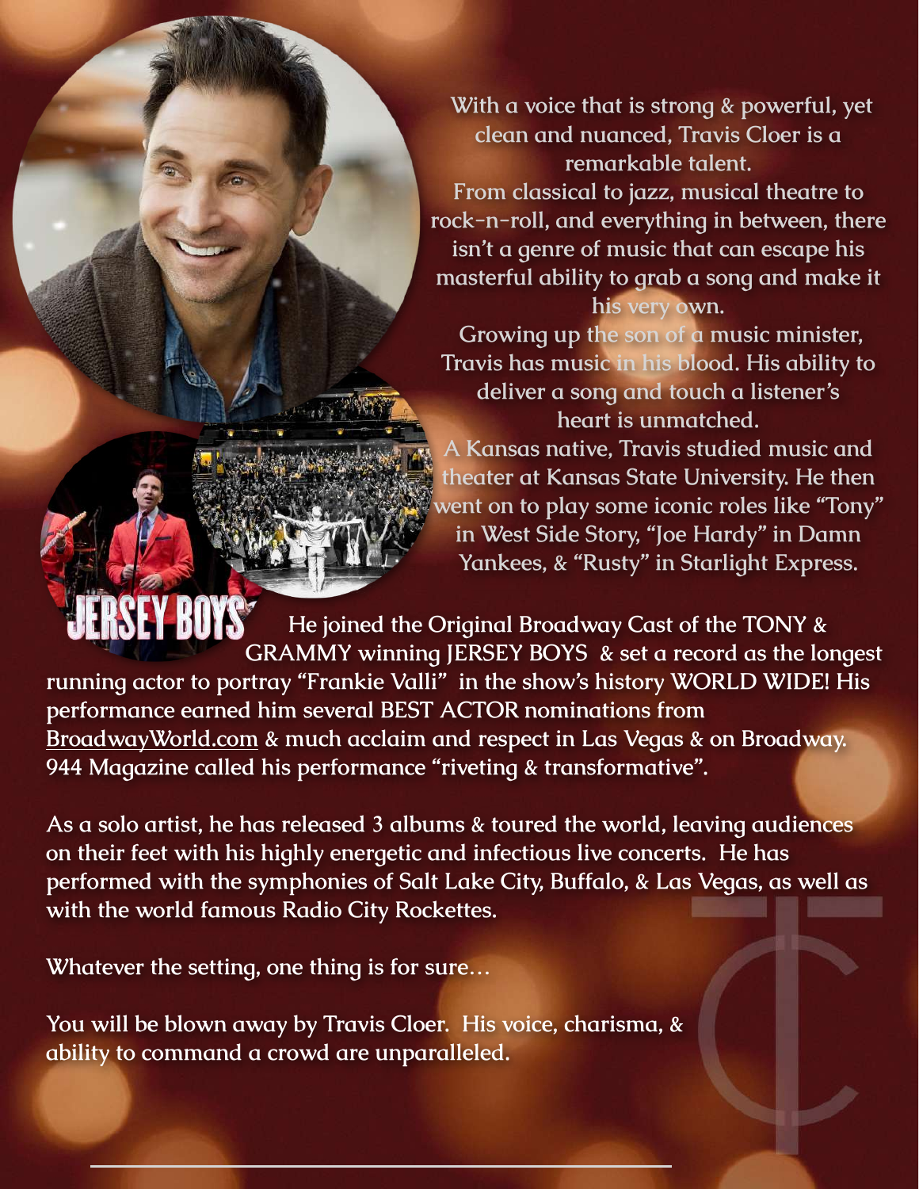With a voice that is strong & powerful, yet clean and nuanced, Travis Cloer is a remarkable talent.

From classical to jazz, musical theatre to rock-n-roll, and everything in between, there isn't a genre of music that can escape his masterful ability to grab a song and make it his very own.

Growing up the son of a music minister, Travis has music in his blood. His ability to deliver a song and touch a listener's heart is unmatched.

A Kansas native, Travis studied music and theater at Kansas State University. He then went on to play some iconic roles like "Tony" in West Side Story, "Joe Hardy" in Damn Yankees, & "Rusty" in Starlight Express.

JERSEY BOYS

He joined the Original Broadway Cast of the TONY & GRAMMY winning JERSEY BOYS & set a record as the longest running actor to portray "Frankie Valli" in the show's history WORLD WIDE! His performance earned him several BEST ACTOR nominations from BroadwayWorld.com & much acclaim and respect in Las Vegas & on Broadway. 944 Magazine called his performance "riveting & transformative".

As a solo artist, he has released 3 albums & toured the world, leaving audiences on their feet with his highly energetic and infectious live concerts. He has performed with the symphonies of Salt Lake City, Buffalo, & Las Vegas, as well as with the world famous Radio City Rockettes.

Whatever the setting, one thing is for sure…

You will be blown away by Travis Cloer. His voice, charisma, & ability to command a crowd are unparalleled.